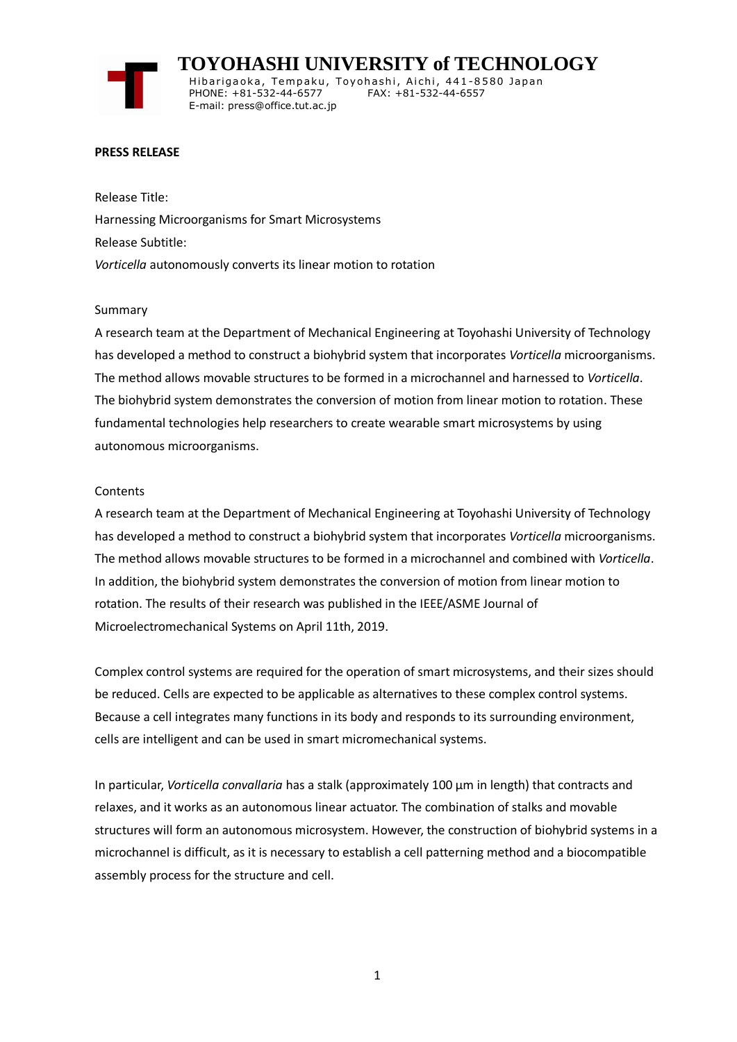# TOYOHASHI UNIVERSITY of TECHNOLOGY

Hibarigaoka, Tempaku, Toyohashi, Aichi, 441-8580 Japan
PHONE: +81-532-44-6577 FAX: +81-532-44-6557
E-mail: press@office.tut.ac.jp

**PRESS RELEASE**

Release Title:

Harnessing Microorganisms for Smart Microsystems

Release Subtitle:

*Vorticella* autonomously converts its linear motion to rotation

## Summary

A research team at the Department of Mechanical Engineering at Toyohashi University of Technology has developed a method to construct a biohybrid system that incorporates *Vorticella* microorganisms. The method allows movable structures to be formed in a microchannel and harnessed to *Vorticella*. The biohybrid system demonstrates the conversion of motion from linear motion to rotation. These fundamental technologies help researchers to create wearable smart microsystems by using autonomous microorganisms.

## Contents

A research team at the Department of Mechanical Engineering at Toyohashi University of Technology has developed a method to construct a biohybrid system that incorporates *Vorticella* microorganisms. The method allows movable structures to be formed in a microchannel and combined with *Vorticella*. In addition, the biohybrid system demonstrates the conversion of motion from linear motion to rotation. The results of their research was published in the IEEE/ASME Journal of Microelectromechanical Systems on April 11th, 2019.

Complex control systems are required for the operation of smart microsystems, and their sizes should be reduced. Cells are expected to be applicable as alternatives to these complex control systems. Because a cell integrates many functions in its body and responds to its surrounding environment, cells are intelligent and can be used in smart micromechanical systems.

In particular, *Vorticella convallaria* has a stalk (approximately 100 µm in length) that contracts and relaxes, and it works as an autonomous linear actuator. The combination of stalks and movable structures will form an autonomous microsystem. However, the construction of biohybrid systems in a microchannel is difficult, as it is necessary to establish a cell patterning method and a biocompatible assembly process for the structure and cell.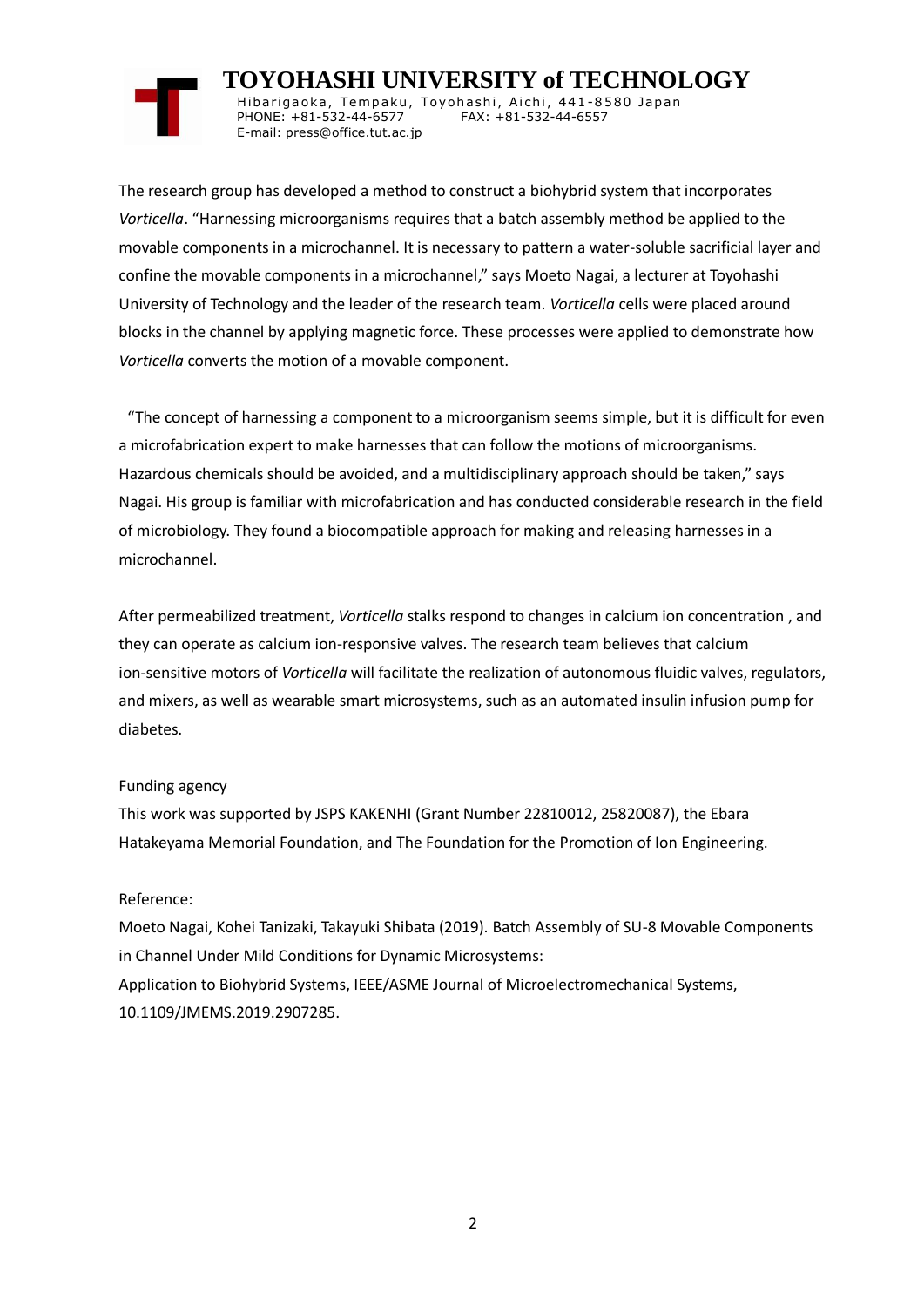The research group has developed a method to construct a biohybrid system that incorporates *Vorticella*. “Harnessing microorganisms requires that a batch assembly method be applied to the movable components in a microchannel. It is necessary to pattern a water-soluble sacrificial layer and confine the movable components in a microchannel,” says Moeto Nagai, a lecturer at Toyohashi University of Technology and the leader of the research team. *Vorticella* cells were placed around blocks in the channel by applying magnetic force. These processes were applied to demonstrate how *Vorticella* converts the motion of a movable component.

“The concept of harnessing a component to a microorganism seems simple, but it is difficult for even a microfabrication expert to make harnesses that can follow the motions of microorganisms. Hazardous chemicals should be avoided, and a multidisciplinary approach should be taken,” says Nagai. His group is familiar with microfabrication and has conducted considerable research in the field of microbiology. They found a biocompatible approach for making and releasing harnesses in a microchannel.

After permeabilized treatment, *Vorticella* stalks respond to changes in calcium ion concentration , and they can operate as calcium ion-responsive valves. The research team believes that calcium ion-sensitive motors of *Vorticella* will facilitate the realization of autonomous fluidic valves, regulators, and mixers, as well as wearable smart microsystems, such as an automated insulin infusion pump for diabetes.

Funding agency

This work was supported by JSPS KAKENHI (Grant Number 22810012, 25820087), the Ebara Hatakeyama Memorial Foundation, and The Foundation for the Promotion of Ion Engineering.

Reference:

Moeto Nagai, Kohei Tanizaki, Takayuki Shibata (2019). Batch Assembly of SU-8 Movable Components in Channel Under Mild Conditions for Dynamic Microsystems:
Application to Biohybrid Systems, IEEE/ASME Journal of Microelectromechanical Systems, 10.1109/JMEMS.2019.2907285.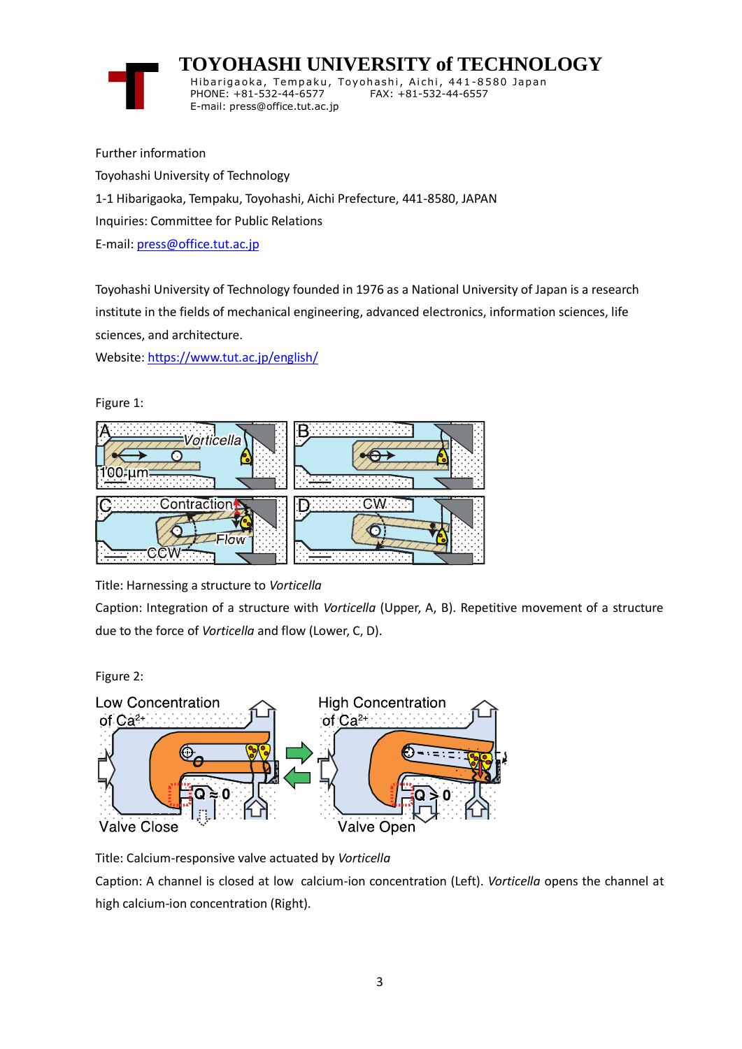Further information

Toyohashi University of Technology

1-1 Hibarigaoka, Tempaku, Toyohashi, Aichi Prefecture, 441-8580, JAPAN

Inquiries: Committee for Public Relations

E-mail: press@office.tut.ac.jp

Toyohashi University of Technology founded in 1976 as a National University of Japan is a research institute in the fields of mechanical engineering, advanced electronics, information sciences, life sciences, and architecture.

Website: https://www.tut.ac.jp/english/

Figure 1:

Title: Harnessing a structure to *Vorticella*

Caption: Integration of a structure with *Vorticella* (Upper, A, B). Repetitive movement of a structure due to the force of *Vorticella* and flow (Lower, C, D).

Figure 2:

Title: Calcium-responsive valve actuated by *Vorticella*

Caption: A channel is closed at low calcium-ion concentration (Left). *Vorticella* opens the channel at high calcium-ion concentration (Right).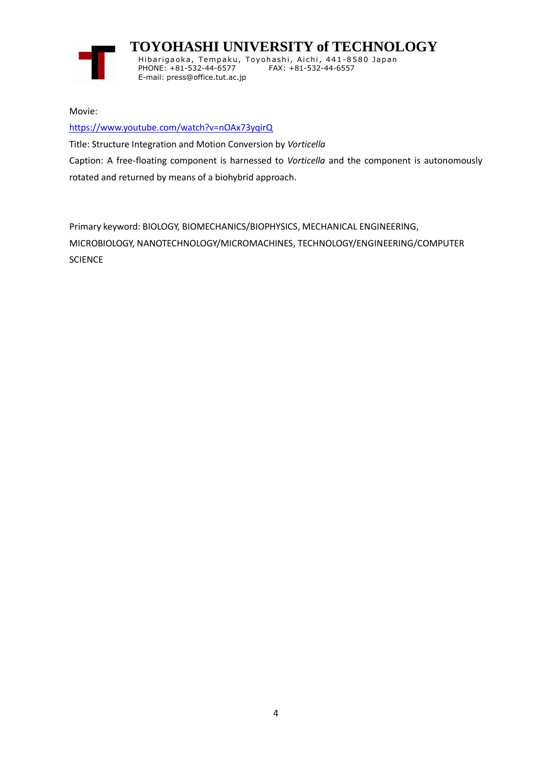Movie:

https://www.youtube.com/watch?v=nOAx73yqirQ

Title: Structure Integration and Motion Conversion by *Vorticella*

Caption: A free-floating component is harnessed to *Vorticella* and the component is autonomously rotated and returned by means of a biohybrid approach.

Primary keyword: BIOLOGY, BIOMECHANICS/BIOPHYSICS, MECHANICAL ENGINEERING, MICROBIOLOGY, NANOTECHNOLOGY/MICROMACHINES, TECHNOLOGY/ENGINEERING/COMPUTER SCIENCE